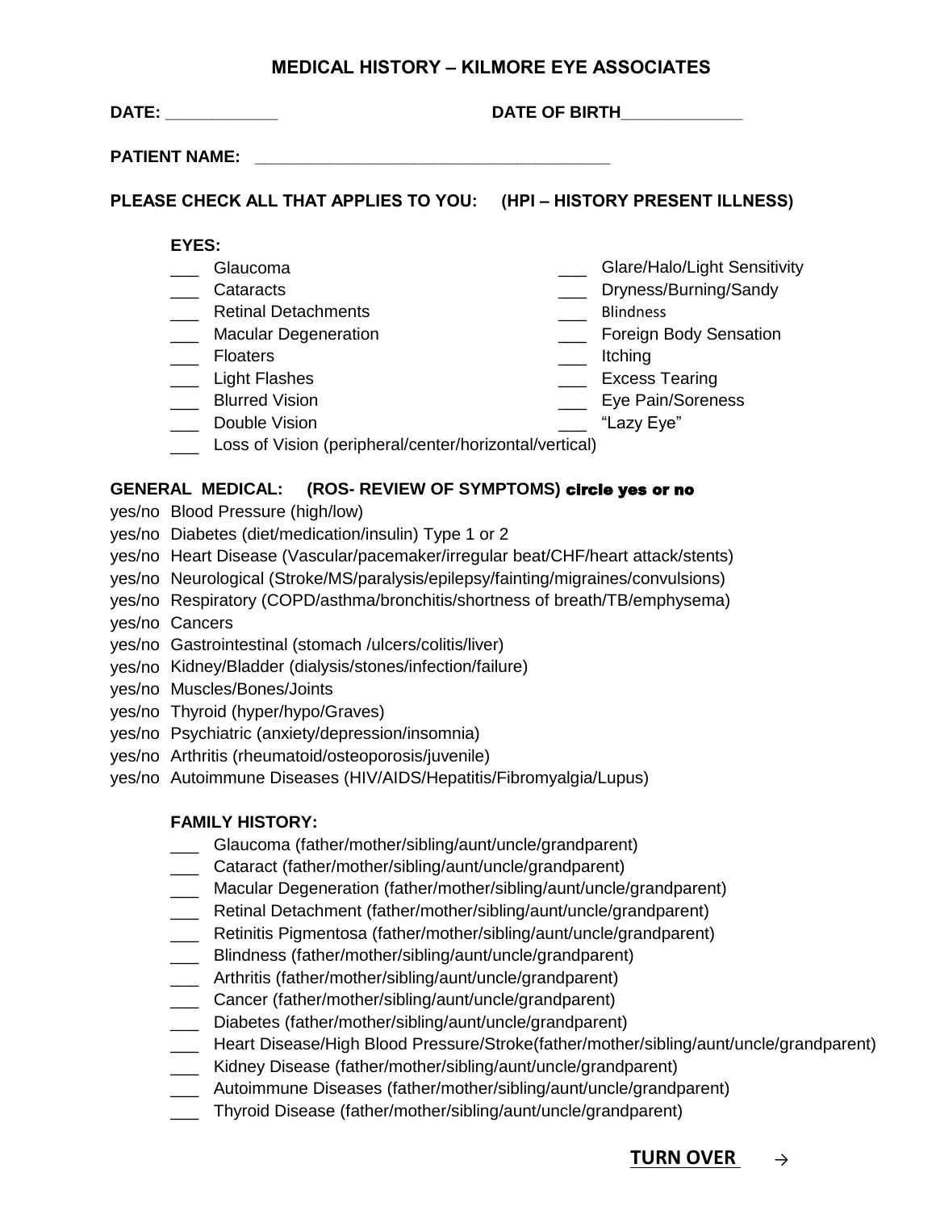# MEDICAL HISTORY – KILMORE EYE ASSOCIATES

**DATE:** ____________ **DATE OF BIRTH**_____________

**PATIENT NAME:** ________________________________________

**PLEASE CHECK ALL THAT APPLIES TO YOU: (HPI – HISTORY PRESENT ILLNESS)**

**EYES:**

___ Glaucoma
___ Cataracts
___ Retinal Detachments
___ Macular Degeneration
___ Floaters
___ Light Flashes
___ Blurred Vision
___ Double Vision
___ Glare/Halo/Light Sensitivity
___ Dryness/Burning/Sandy
___ Blindness
___ Foreign Body Sensation
___ Itching
___ Excess Tearing
___ Eye Pain/Soreness
___ "Lazy Eye"
___ Loss of Vision (peripheral/center/horizontal/vertical)

**GENERAL MEDICAL: (ROS- REVIEW OF SYMPTOMS) circle yes or no**

yes/no Blood Pressure (high/low)
yes/no Diabetes (diet/medication/insulin) Type 1 or 2
yes/no Heart Disease (Vascular/pacemaker/irregular beat/CHF/heart attack/stents)
yes/no Neurological (Stroke/MS/paralysis/epilepsy/fainting/migraines/convulsions)
yes/no Respiratory (COPD/asthma/bronchitis/shortness of breath/TB/emphysema)
yes/no Cancers
yes/no Gastrointestinal (stomach /ulcers/colitis/liver)
yes/no Kidney/Bladder (dialysis/stones/infection/failure)
yes/no Muscles/Bones/Joints
yes/no Thyroid (hyper/hypo/Graves)
yes/no Psychiatric (anxiety/depression/insomnia)
yes/no Arthritis (rheumatoid/osteoporosis/juvenile)
yes/no Autoimmune Diseases (HIV/AIDS/Hepatitis/Fibromyalgia/Lupus)

**FAMILY HISTORY:**

___ Glaucoma (father/mother/sibling/aunt/uncle/grandparent)
___ Cataract (father/mother/sibling/aunt/uncle/grandparent)
___ Macular Degeneration (father/mother/sibling/aunt/uncle/grandparent)
___ Retinal Detachment (father/mother/sibling/aunt/uncle/grandparent)
___ Retinitis Pigmentosa (father/mother/sibling/aunt/uncle/grandparent)
___ Blindness (father/mother/sibling/aunt/uncle/grandparent)
___ Arthritis (father/mother/sibling/aunt/uncle/grandparent)
___ Cancer (father/mother/sibling/aunt/uncle/grandparent)
___ Diabetes (father/mother/sibling/aunt/uncle/grandparent)
___ Heart Disease/High Blood Pressure/Stroke(father/mother/sibling/aunt/uncle/grandparent)
___ Kidney Disease (father/mother/sibling/aunt/uncle/grandparent)
___ Autoimmune Diseases (father/mother/sibling/aunt/uncle/grandparent)
___ Thyroid Disease (father/mother/sibling/aunt/uncle/grandparent)

**TURN OVER** →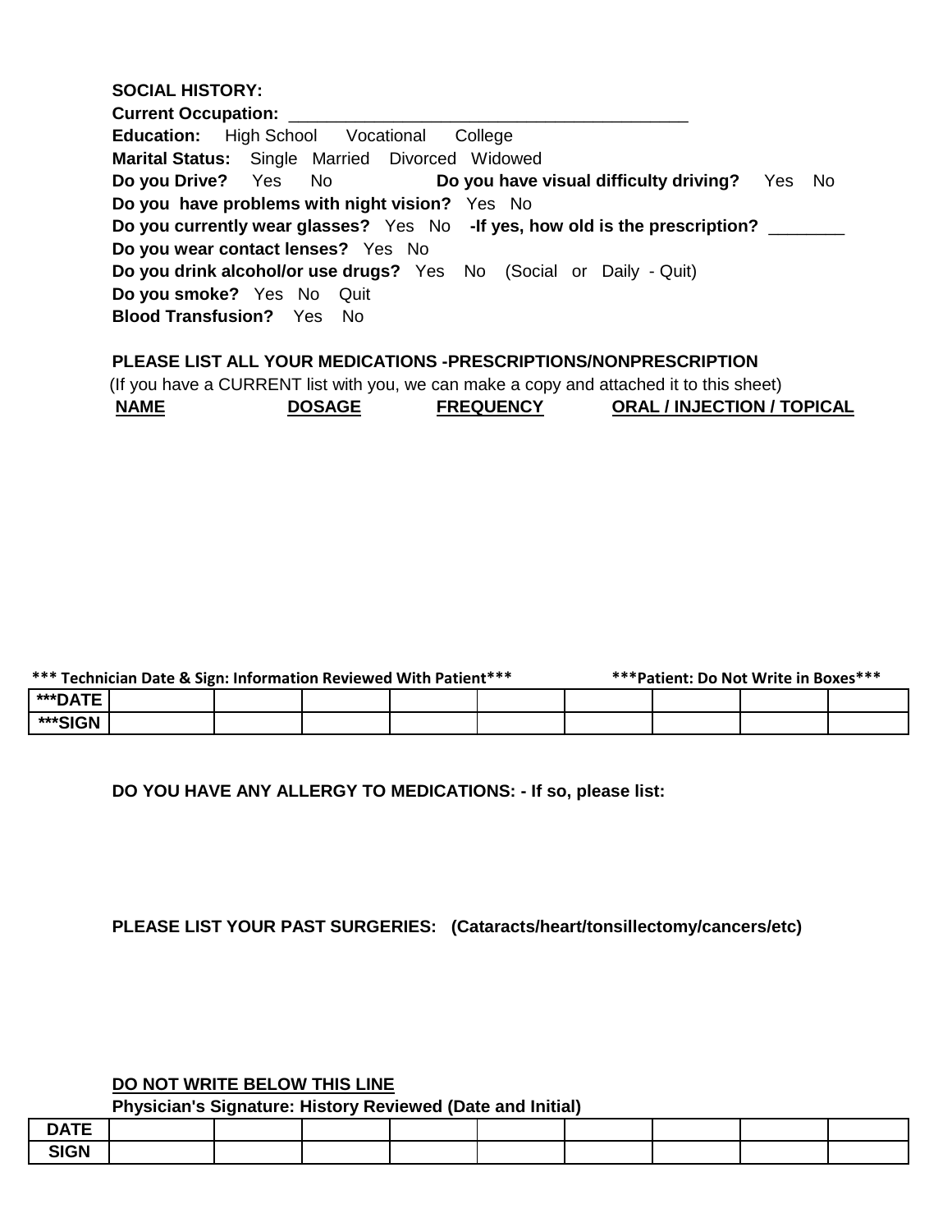**SOCIAL HISTORY:**

**Current Occupation:** ___________________________________________

**Education:** High School Vocational College

**Marital Status:** Single Married Divorced Widowed

**Do you Drive?** Yes No **Do you have visual difficulty driving?** Yes No

**Do you have problems with night vision?** Yes No

**Do you currently wear glasses?** Yes No **-If yes, how old is the prescription?** ________

**Do you wear contact lenses?** Yes No

**Do you drink alcohol/or use drugs?** Yes No (Social or Daily - Quit)

**Do you smoke?** Yes No Quit

**Blood Transfusion?** Yes No

**PLEASE LIST ALL YOUR MEDICATIONS -PRESCRIPTIONS/NONPRESCRIPTION**

(If you have a CURRENT list with you, we can make a copy and attached it to this sheet)

| **NAME** | **DOSAGE** | **FREQUENCY** | **ORAL / INJECTION / TOPICAL** |
|---|---|---|---|

**\*\*\* Technician Date & Sign: Information Reviewed With Patient\*\*\*** **\*\*\*Patient: Do Not Write in Boxes\*\*\***

| | | | | | | | | |
|---|---|---|---|---|---|---|---|---|
| **\*\*\*DATE** | | | | | | | | |
| **\*\*\*SIGN** | | | | | | | | |

**DO YOU HAVE ANY ALLERGY TO MEDICATIONS: - If so, please list:**

**PLEASE LIST YOUR PAST SURGERIES: (Cataracts/heart/tonsillectomy/cancers/etc)**

**DO NOT WRITE BELOW THIS LINE**

**Physician's Signature: History Reviewed (Date and Initial)**

| | | | | | | | | |
|---|---|---|---|---|---|---|---|---|
| **DATE** | | | | | | | | |
| **SIGN** | | | | | | | | |